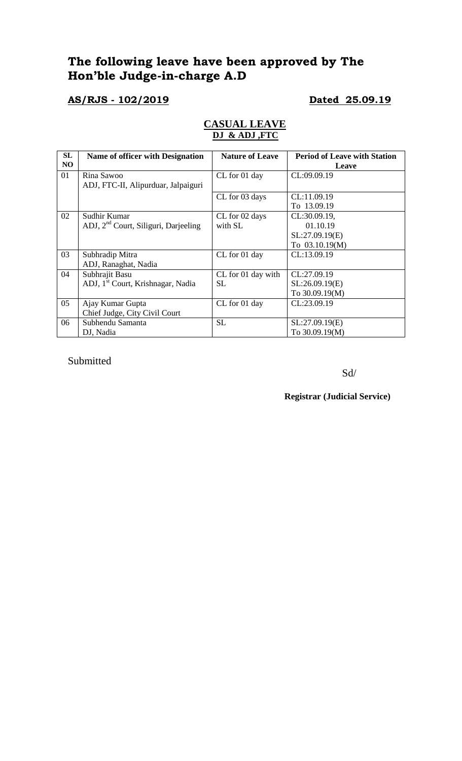# The following leave have been approved by The Hon'ble Judge-in-charge A.D

**AS/RJS - 102/2019** **Dated 25.09.19**

## CASUAL LEAVE
### DJ & ADJ ,FTC

| SL NO | Name of officer with Designation | Nature of Leave | Period of Leave with Station Leave |
|---|---|---|---|
| 01 | Rina Sawoo<br>ADJ, FTC-II, Alipurduar, Jalpaiguri | CL for 01 day | CL:09.09.19 |
| | | CL for 03 days | CL:11.09.19<br>To 13.09.19 |
| 02 | Sudhir Kumar<br>ADJ, 2nd Court, Siliguri, Darjeeling | CL for 02 days with SL | CL:30.09.19,<br>01.10.19<br>SL:27.09.19(E)<br>To 03.10.19(M) |
| 03 | Subhradip Mitra<br>ADJ, Ranaghat, Nadia | CL for 01 day | CL:13.09.19 |
| 04 | Subhrajit Basu<br>ADJ, 1st Court, Krishnagar, Nadia | CL for 01 day with SL | CL:27.09.19<br>SL:26.09.19(E)<br>To 30.09.19(M) |
| 05 | Ajay Kumar Gupta<br>Chief Judge, City Civil Court | CL for 01 day | CL:23.09.19 |
| 06 | Subhendu Samanta<br>DJ, Nadia | SL | SL:27.09.19(E)<br>To 30.09.19(M) |

Submitted

Sd/

**Registrar (Judicial Service)**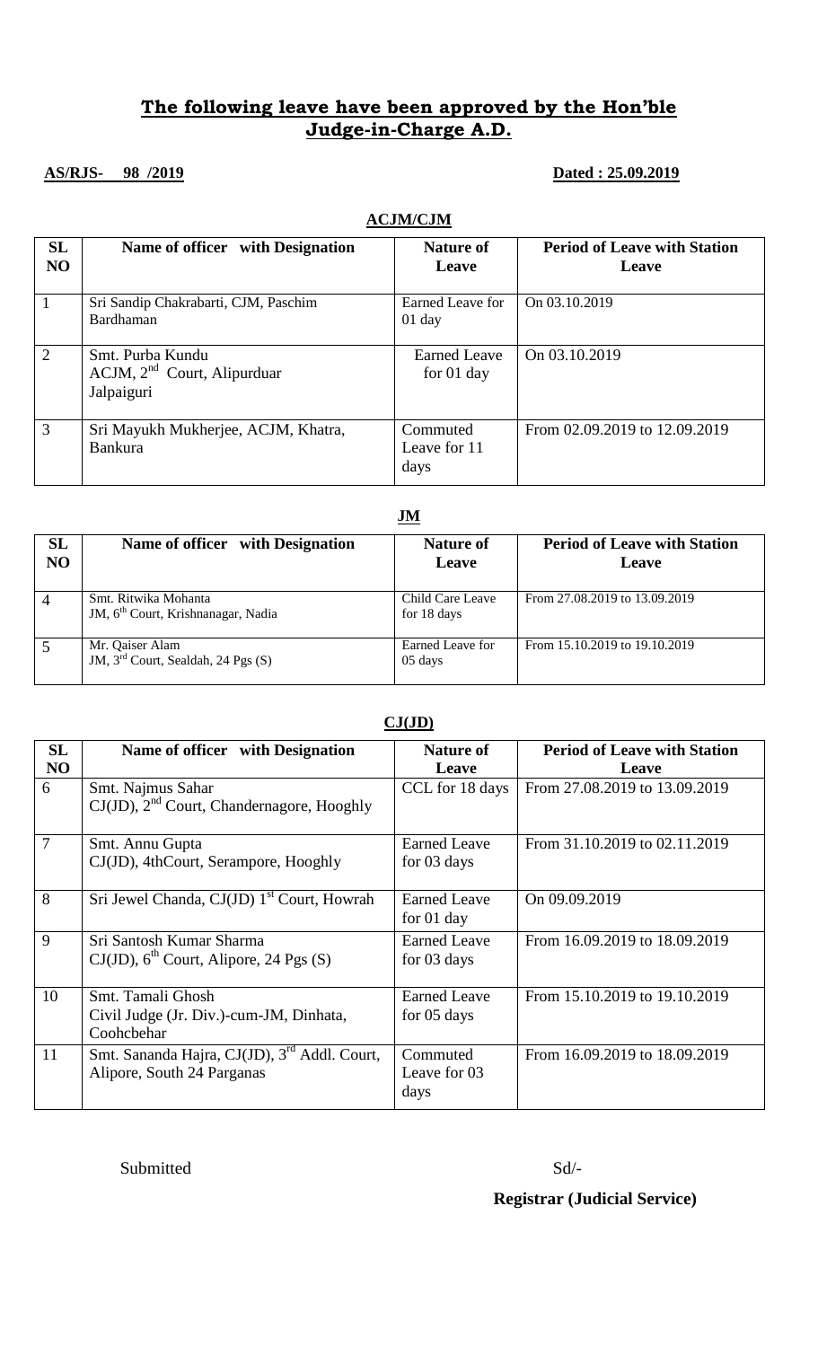## The following leave have been approved by the Hon'ble Judge-in-Charge A.D.

**AS/RJS- 98 /2019** **Dated : 25.09.2019**

### ACJM/CJM

| SL NO | Name of officer with Designation | Nature of Leave | Period of Leave with Station Leave |
|---|---|---|---|
| 1 | Sri Sandip Chakrabarti, CJM, Paschim Bardhaman | Earned Leave for 01 day | On 03.10.2019 |
| 2 | Smt. Purba Kundu ACJM, 2nd Court, Alipurduar Jalpaiguri | Earned Leave for 01 day | On 03.10.2019 |
| 3 | Sri Mayukh Mukherjee, ACJM, Khatra, Bankura | Commuted Leave for 11 days | From 02.09.2019 to 12.09.2019 |

### JM

| SL NO | Name of officer with Designation | Nature of Leave | Period of Leave with Station Leave |
|---|---|---|---|
| 4 | Smt. Ritwika Mohanta JM, 6th Court, Krishnanagar, Nadia | Child Care Leave for 18 days | From 27.08.2019 to 13.09.2019 |
| 5 | Mr. Qaiser Alam JM, 3rd Court, Sealdah, 24 Pgs (S) | Earned Leave for 05 days | From 15.10.2019 to 19.10.2019 |

### CJ(JD)

| SL NO | Name of officer with Designation | Nature of Leave | Period of Leave with Station Leave |
|---|---|---|---|
| 6 | Smt. Najmus Sahar CJ(JD), 2nd Court, Chandernagore, Hooghly | CCL for 18 days | From 27.08.2019 to 13.09.2019 |
| 7 | Smt. Annu Gupta CJ(JD), 4thCourt, Serampore, Hooghly | Earned Leave for 03 days | From 31.10.2019 to 02.11.2019 |
| 8 | Sri Jewel Chanda, CJ(JD) 1st Court, Howrah | Earned Leave for 01 day | On 09.09.2019 |
| 9 | Sri Santosh Kumar Sharma CJ(JD), 6th Court, Alipore, 24 Pgs (S) | Earned Leave for 03 days | From 16.09.2019 to 18.09.2019 |
| 10 | Smt. Tamali Ghosh Civil Judge (Jr. Div.)-cum-JM, Dinhata, Coohcbehar | Earned Leave for 05 days | From 15.10.2019 to 19.10.2019 |
| 11 | Smt. Sananda Hajra, CJ(JD), 3rd Addl. Court, Alipore, South 24 Parganas | Commuted Leave for 03 days | From 16.09.2019 to 18.09.2019 |

Submitted

Sd/-

**Registrar (Judicial Service)**